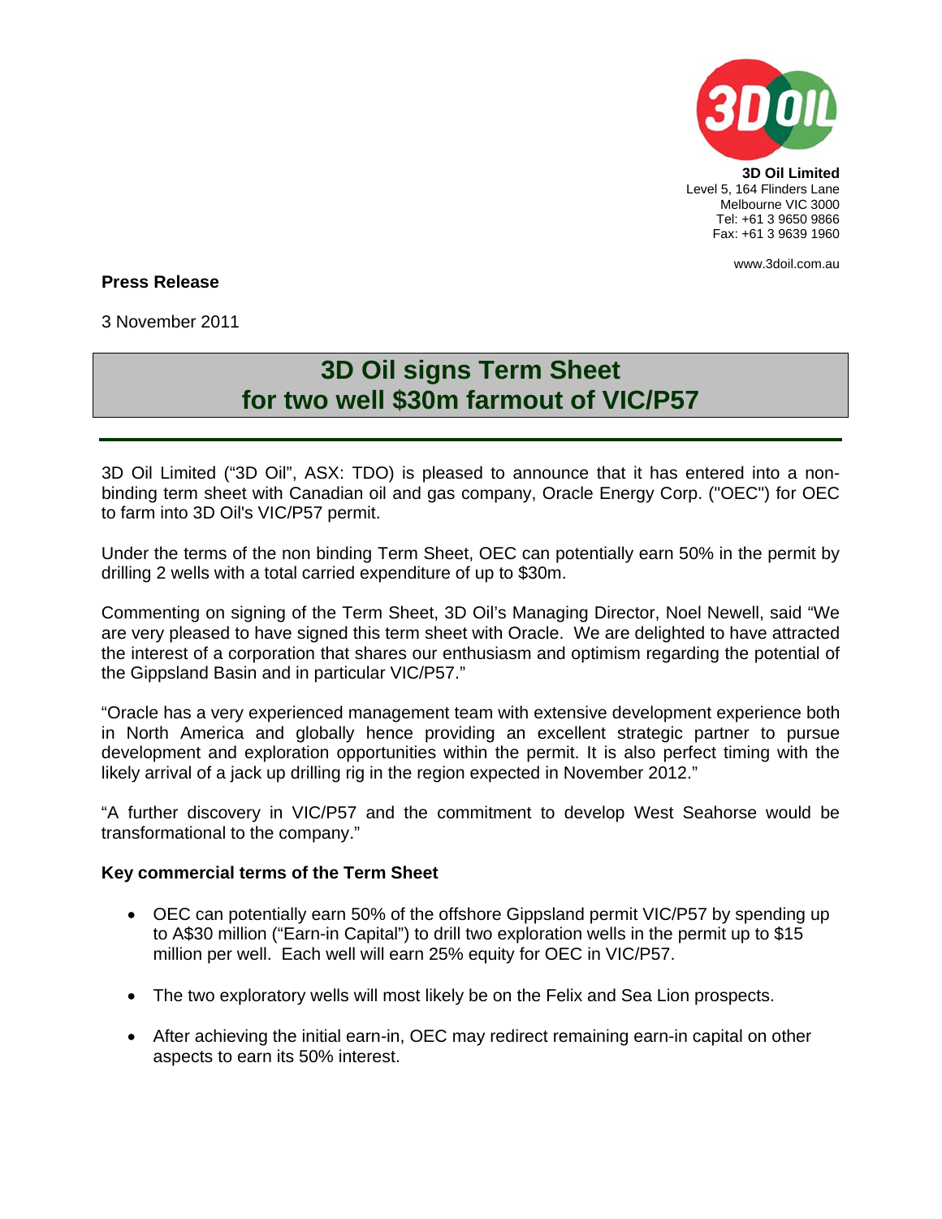**3D Oil Limited**
Level 5, 164 Flinders Lane
Melbourne VIC 3000
Tel: +61 3 9650 9866
Fax: +61 3 9639 1960

www.3doil.com.au

**Press Release**

3 November 2011

# 3D Oil signs Term Sheet for two well $30m farmout of VIC/P57

3D Oil Limited ("3D Oil", ASX: TDO) is pleased to announce that it has entered into a non-binding term sheet with Canadian oil and gas company, Oracle Energy Corp. ("OEC") for OEC to farm into 3D Oil's VIC/P57 permit.

Under the terms of the non binding Term Sheet, OEC can potentially earn 50% in the permit by drilling 2 wells with a total carried expenditure of up to $30m.

Commenting on signing of the Term Sheet, 3D Oil's Managing Director, Noel Newell, said "We are very pleased to have signed this term sheet with Oracle. We are delighted to have attracted the interest of a corporation that shares our enthusiasm and optimism regarding the potential of the Gippsland Basin and in particular VIC/P57."

"Oracle has a very experienced management team with extensive development experience both in North America and globally hence providing an excellent strategic partner to pursue development and exploration opportunities within the permit. It is also perfect timing with the likely arrival of a jack up drilling rig in the region expected in November 2012."

"A further discovery in VIC/P57 and the commitment to develop West Seahorse would be transformational to the company."

**Key commercial terms of the Term Sheet**

- OEC can potentially earn 50% of the offshore Gippsland permit VIC/P57 by spending up to A$30 million ("Earn-in Capital") to drill two exploration wells in the permit up to $15 million per well. Each well will earn 25% equity for OEC in VIC/P57.
- The two exploratory wells will most likely be on the Felix and Sea Lion prospects.
- After achieving the initial earn-in, OEC may redirect remaining earn-in capital on other aspects to earn its 50% interest.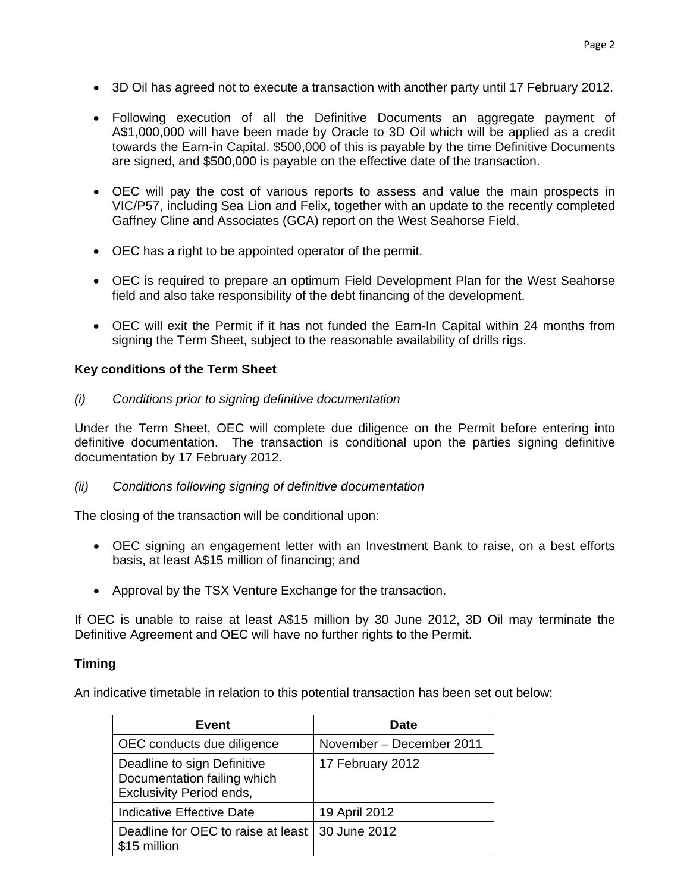- 3D Oil has agreed not to execute a transaction with another party until 17 February 2012.
- Following execution of all the Definitive Documents an aggregate payment of A$1,000,000 will have been made by Oracle to 3D Oil which will be applied as a credit towards the Earn-in Capital. $500,000 of this is payable by the time Definitive Documents are signed, and $500,000 is payable on the effective date of the transaction.
- OEC will pay the cost of various reports to assess and value the main prospects in VIC/P57, including Sea Lion and Felix, together with an update to the recently completed Gaffney Cline and Associates (GCA) report on the West Seahorse Field.
- OEC has a right to be appointed operator of the permit.
- OEC is required to prepare an optimum Field Development Plan for the West Seahorse field and also take responsibility of the debt financing of the development.
- OEC will exit the Permit if it has not funded the Earn-In Capital within 24 months from signing the Term Sheet, subject to the reasonable availability of drills rigs.

**Key conditions of the Term Sheet**

*(i) Conditions prior to signing definitive documentation*

Under the Term Sheet, OEC will complete due diligence on the Permit before entering into definitive documentation. The transaction is conditional upon the parties signing definitive documentation by 17 February 2012.

*(ii) Conditions following signing of definitive documentation*

The closing of the transaction will be conditional upon:

- OEC signing an engagement letter with an Investment Bank to raise, on a best efforts basis, at least A$15 million of financing; and
- Approval by the TSX Venture Exchange for the transaction.

If OEC is unable to raise at least A$15 million by 30 June 2012, 3D Oil may terminate the Definitive Agreement and OEC will have no further rights to the Permit.

**Timing**

An indicative timetable in relation to this potential transaction has been set out below:

| Event | Date |
|---|---|
| OEC conducts due diligence | November – December 2011 |
| Deadline to sign Definitive Documentation failing which Exclusivity Period ends, | 17 February 2012 |
| Indicative Effective Date | 19 April 2012 |
| Deadline for OEC to raise at least $15 million | 30 June 2012 |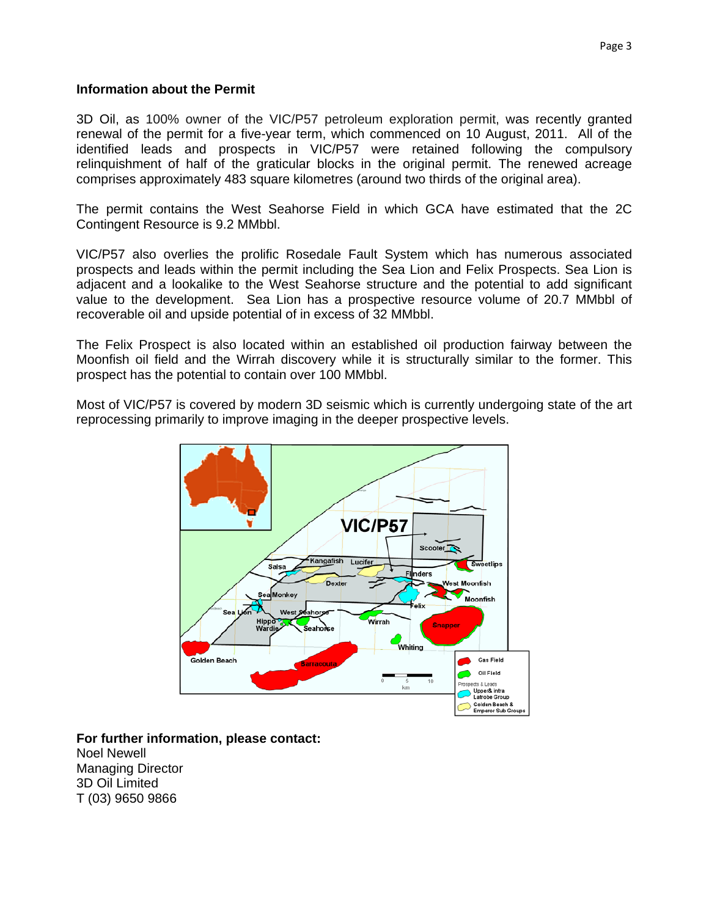**Information about the Permit**

3D Oil, as 100% owner of the VIC/P57 petroleum exploration permit, was recently granted renewal of the permit for a five-year term, which commenced on 10 August, 2011. All of the identified leads and prospects in VIC/P57 were retained following the compulsory relinquishment of half of the graticular blocks in the original permit. The renewed acreage comprises approximately 483 square kilometres (around two thirds of the original area).

The permit contains the West Seahorse Field in which GCA have estimated that the 2C Contingent Resource is 9.2 MMbbl.

VIC/P57 also overlies the prolific Rosedale Fault System which has numerous associated prospects and leads within the permit including the Sea Lion and Felix Prospects. Sea Lion is adjacent and a lookalike to the West Seahorse structure and the potential to add significant value to the development. Sea Lion has a prospective resource volume of 20.7 MMbbl of recoverable oil and upside potential of in excess of 32 MMbbl.

The Felix Prospect is also located within an established oil production fairway between the Moonfish oil field and the Wirrah discovery while it is structurally similar to the former. This prospect has the potential to contain over 100 MMbbl.

Most of VIC/P57 is covered by modern 3D seismic which is currently undergoing state of the art reprocessing primarily to improve imaging in the deeper prospective levels.

**For further information, please contact:**
Noel Newell
Managing Director
3D Oil Limited
T (03) 9650 9866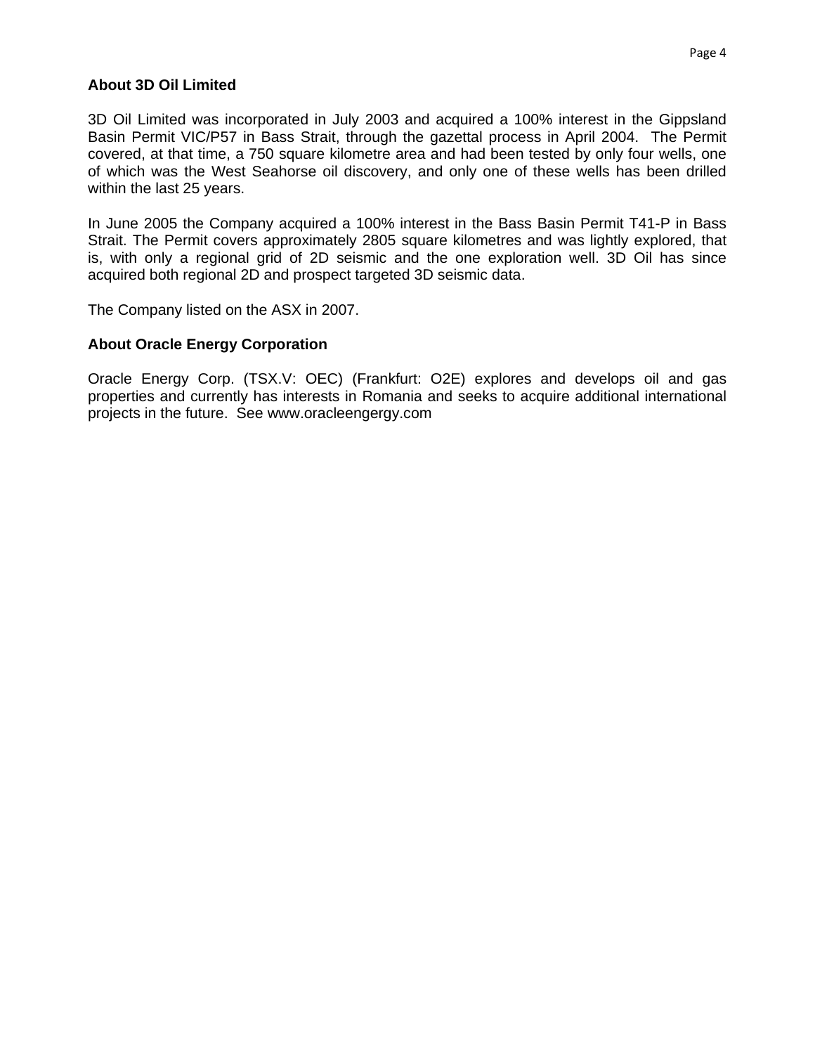**About 3D Oil Limited**

3D Oil Limited was incorporated in July 2003 and acquired a 100% interest in the Gippsland Basin Permit VIC/P57 in Bass Strait, through the gazettal process in April 2004. The Permit covered, at that time, a 750 square kilometre area and had been tested by only four wells, one of which was the West Seahorse oil discovery, and only one of these wells has been drilled within the last 25 years.

In June 2005 the Company acquired a 100% interest in the Bass Basin Permit T41-P in Bass Strait. The Permit covers approximately 2805 square kilometres and was lightly explored, that is, with only a regional grid of 2D seismic and the one exploration well. 3D Oil has since acquired both regional 2D and prospect targeted 3D seismic data.

The Company listed on the ASX in 2007.

**About Oracle Energy Corporation**

Oracle Energy Corp. (TSX.V: OEC) (Frankfurt: O2E) explores and develops oil and gas properties and currently has interests in Romania and seeks to acquire additional international projects in the future. See www.oracleengergy.com